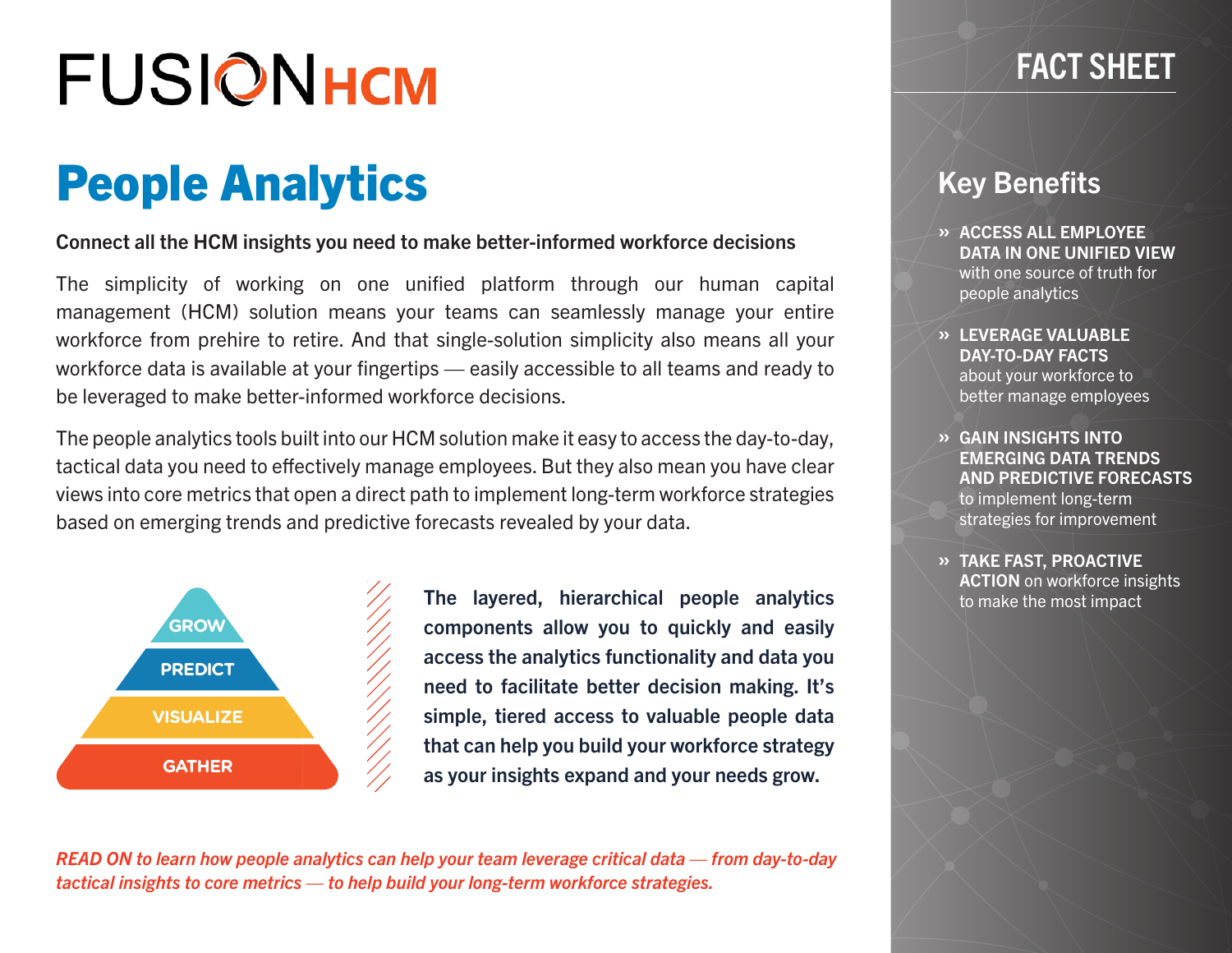# FUSION HCM

## FACT SHEET

# People Analytics

**Connect all the HCM insights you need to make better-informed workforce decisions**

The simplicity of working on one unified platform through our human capital management (HCM) solution means your teams can seamlessly manage your entire workforce from prehire to retire. And that single-solution simplicity also means all your workforce data is available at your fingertips — easily accessible to all teams and ready to be leveraged to make better-informed workforce decisions.

The people analytics tools built into our HCM solution make it easy to access the day-to-day, tactical data you need to effectively manage employees. But they also mean you have clear views into core metrics that open a direct path to implement long-term workforce strategies based on emerging trends and predictive forecasts revealed by your data.

GROW

PREDICT

VISUALIZE

GATHER

**The layered, hierarchical people analytics components allow you to quickly and easily access the analytics functionality and data you need to facilitate better decision making. It's simple, tiered access to valuable people data that can help you build your workforce strategy as your insights expand and your needs grow.**

***READ ON** to learn how people analytics can help your team leverage critical data — from day-to-day tactical insights to core metrics — to help build your long-term workforce strategies.*

## Key Benefits

- **ACCESS ALL EMPLOYEE DATA IN ONE UNIFIED VIEW** with one source of truth for people analytics
- **LEVERAGE VALUABLE DAY-TO-DAY FACTS** about your workforce to better manage employees
- **GAIN INSIGHTS INTO EMERGING DATA TRENDS AND PREDICTIVE FORECASTS** to implement long-term strategies for improvement
- **TAKE FAST, PROACTIVE ACTION** on workforce insights to make the most impact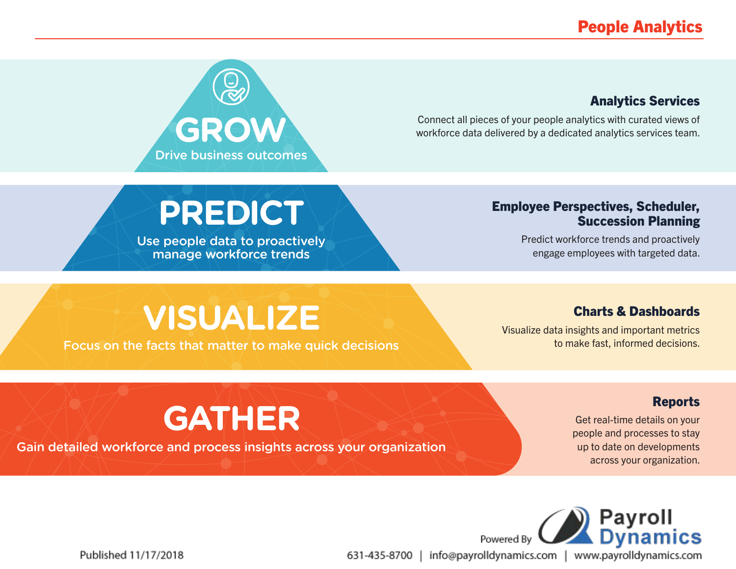# People Analytics

## GROW

Drive business outcomes

### Analytics Services

Connect all pieces of your people analytics with curated views of workforce data delivered by a dedicated analytics services team.

## PREDICT

Use people data to proactively manage workforce trends

### Employee Perspectives, Scheduler, Succession Planning

Predict workforce trends and proactively engage employees with targeted data.

## VISUALIZE

Focus on the facts that matter to make quick decisions

### Charts & Dashboards

Visualize data insights and important metrics to make fast, informed decisions.

## GATHER

Gain detailed workforce and process insights across your organization

### Reports

Get real-time details on your people and processes to stay up to date on developments across your organization.

Powered By Payroll Dynamics

631-435-8700 | info@payrolldynamics.com | www.payrolldynamics.com

Published 11/17/2018